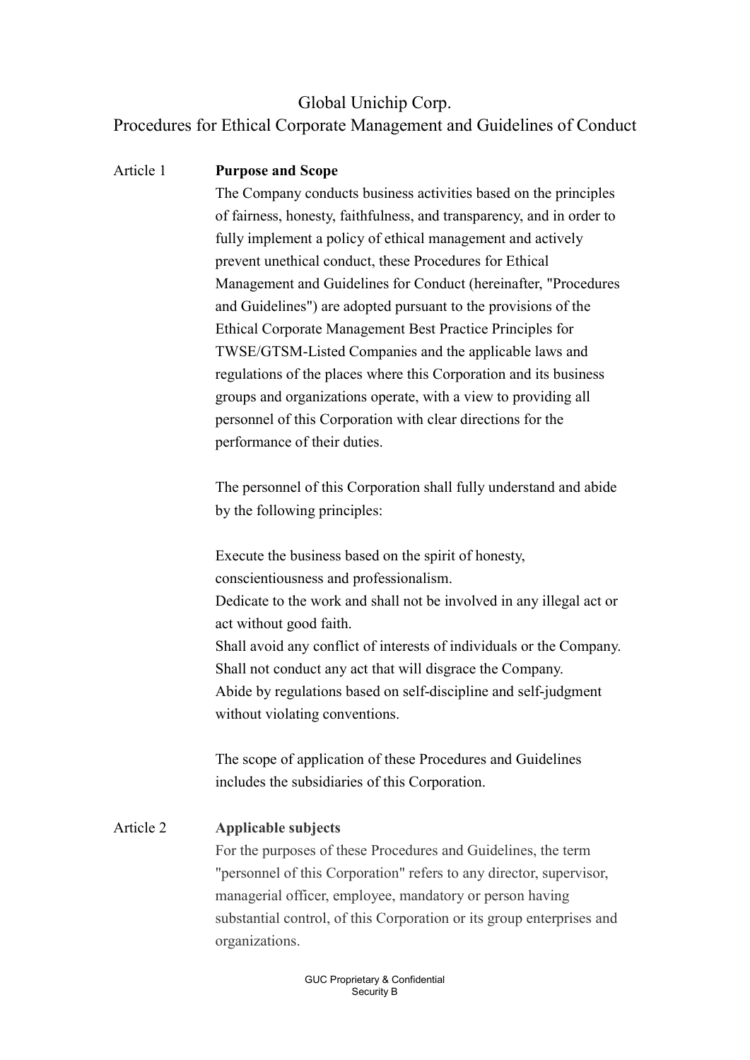# Global Unichip Corp.
## Procedures for Ethical Corporate Management and Guidelines of Conduct

Article 1 **Purpose and Scope**

The Company conducts business activities based on the principles of fairness, honesty, faithfulness, and transparency, and in order to fully implement a policy of ethical management and actively prevent unethical conduct, these Procedures for Ethical Management and Guidelines for Conduct (hereinafter, "Procedures and Guidelines") are adopted pursuant to the provisions of the Ethical Corporate Management Best Practice Principles for TWSE/GTSM-Listed Companies and the applicable laws and regulations of the places where this Corporation and its business groups and organizations operate, with a view to providing all personnel of this Corporation with clear directions for the performance of their duties.

The personnel of this Corporation shall fully understand and abide by the following principles:

Execute the business based on the spirit of honesty, conscientiousness and professionalism.
Dedicate to the work and shall not be involved in any illegal act or act without good faith.
Shall avoid any conflict of interests of individuals or the Company.
Shall not conduct any act that will disgrace the Company.
Abide by regulations based on self-discipline and self-judgment without violating conventions.

The scope of application of these Procedures and Guidelines includes the subsidiaries of this Corporation.

Article 2 **Applicable subjects**

For the purposes of these Procedures and Guidelines, the term "personnel of this Corporation" refers to any director, supervisor, managerial officer, employee, mandatory or person having substantial control, of this Corporation or its group enterprises and organizations.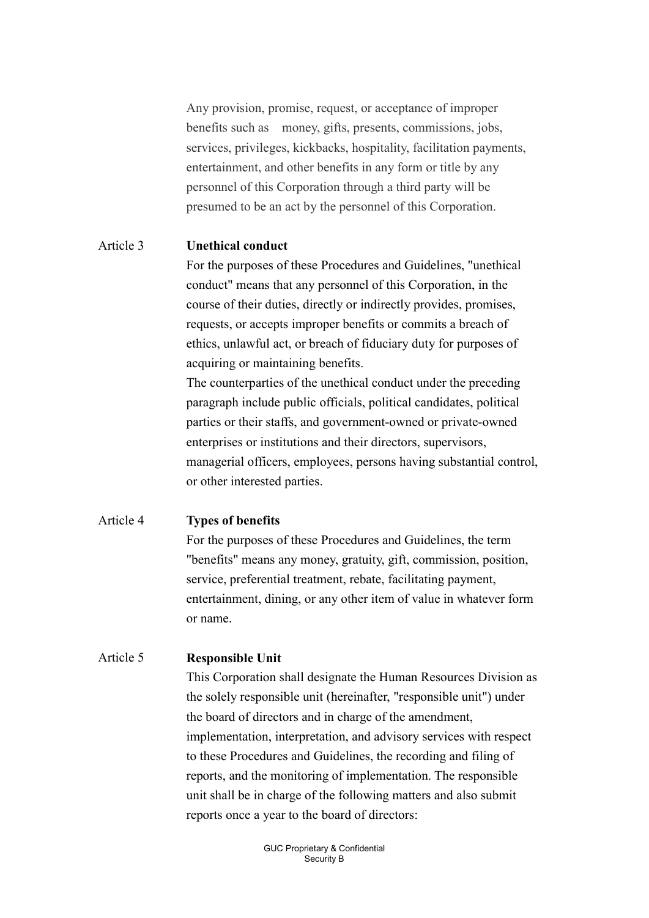Any provision, promise, request, or acceptance of improper benefits such as money, gifts, presents, commissions, jobs, services, privileges, kickbacks, hospitality, facilitation payments, entertainment, and other benefits in any form or title by any personnel of this Corporation through a third party will be presumed to be an act by the personnel of this Corporation.

Article 3 **Unethical conduct**

For the purposes of these Procedures and Guidelines, "unethical conduct" means that any personnel of this Corporation, in the course of their duties, directly or indirectly provides, promises, requests, or accepts improper benefits or commits a breach of ethics, unlawful act, or breach of fiduciary duty for purposes of acquiring or maintaining benefits.

The counterparties of the unethical conduct under the preceding paragraph include public officials, political candidates, political parties or their staffs, and government-owned or private-owned enterprises or institutions and their directors, supervisors, managerial officers, employees, persons having substantial control, or other interested parties.

Article 4 **Types of benefits**

For the purposes of these Procedures and Guidelines, the term "benefits" means any money, gratuity, gift, commission, position, service, preferential treatment, rebate, facilitating payment, entertainment, dining, or any other item of value in whatever form or name.

Article 5 **Responsible Unit**

This Corporation shall designate the Human Resources Division as the solely responsible unit (hereinafter, "responsible unit") under the board of directors and in charge of the amendment, implementation, interpretation, and advisory services with respect to these Procedures and Guidelines, the recording and filing of reports, and the monitoring of implementation. The responsible unit shall be in charge of the following matters and also submit reports once a year to the board of directors: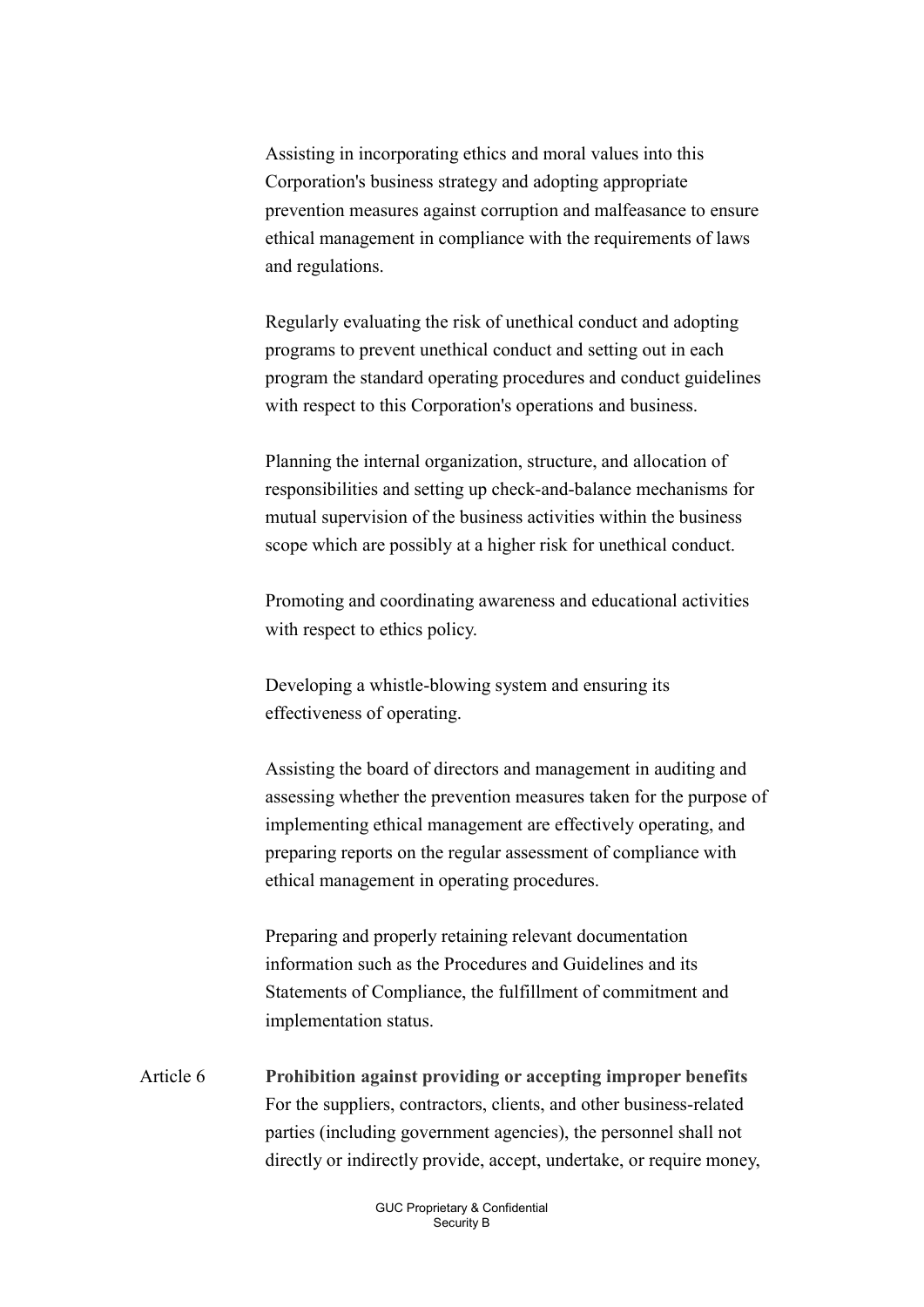Assisting in incorporating ethics and moral values into this Corporation's business strategy and adopting appropriate prevention measures against corruption and malfeasance to ensure ethical management in compliance with the requirements of laws and regulations.

Regularly evaluating the risk of unethical conduct and adopting programs to prevent unethical conduct and setting out in each program the standard operating procedures and conduct guidelines with respect to this Corporation's operations and business.

Planning the internal organization, structure, and allocation of responsibilities and setting up check-and-balance mechanisms for mutual supervision of the business activities within the business scope which are possibly at a higher risk for unethical conduct.

Promoting and coordinating awareness and educational activities with respect to ethics policy.

Developing a whistle-blowing system and ensuring its effectiveness of operating.

Assisting the board of directors and management in auditing and assessing whether the prevention measures taken for the purpose of implementing ethical management are effectively operating, and preparing reports on the regular assessment of compliance with ethical management in operating procedures.

Preparing and properly retaining relevant documentation information such as the Procedures and Guidelines and its Statements of Compliance, the fulfillment of commitment and implementation status.

Article 6 **Prohibition against providing or accepting improper benefits**

For the suppliers, contractors, clients, and other business-related parties (including government agencies), the personnel shall not directly or indirectly provide, accept, undertake, or require money,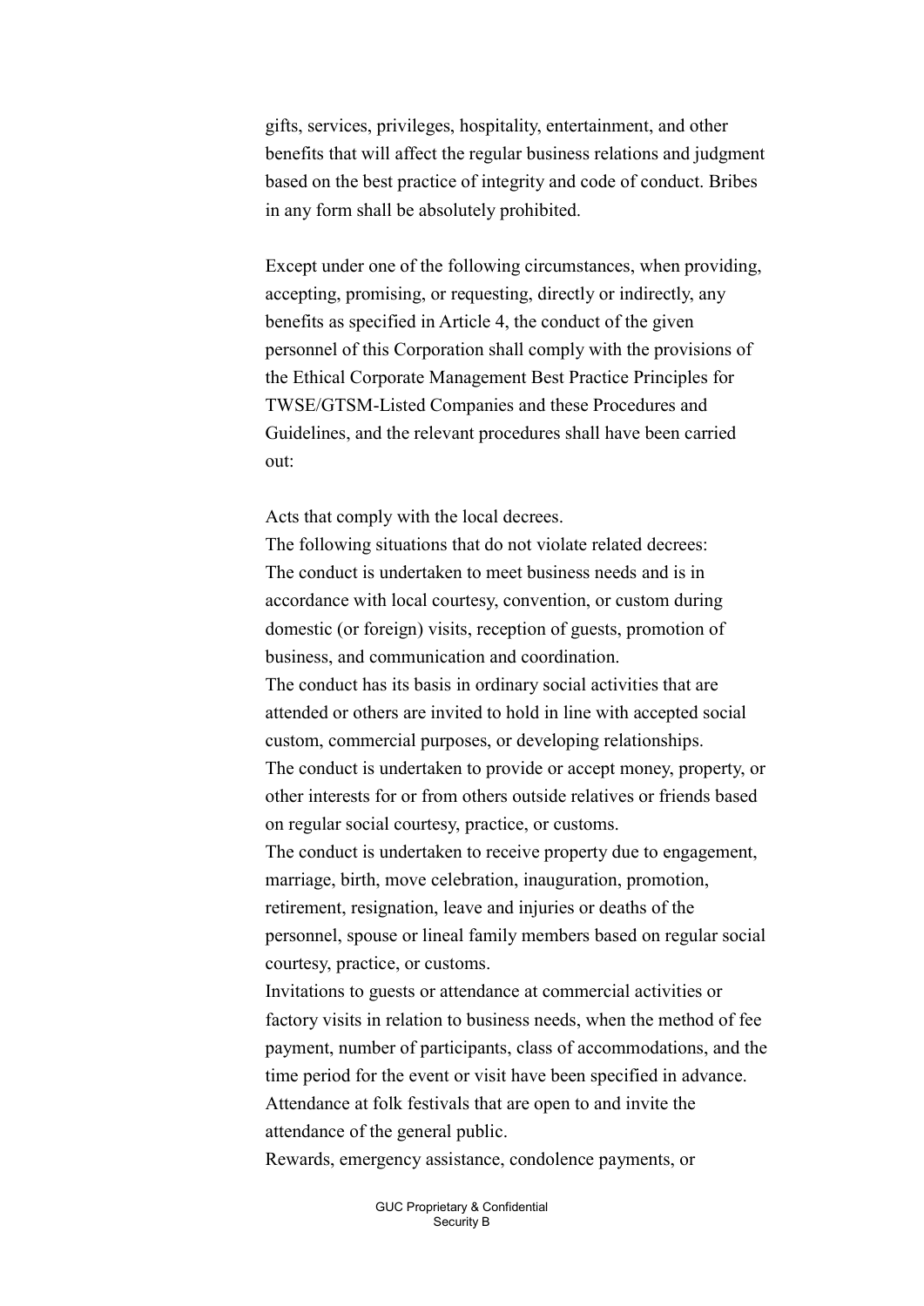gifts, services, privileges, hospitality, entertainment, and other benefits that will affect the regular business relations and judgment based on the best practice of integrity and code of conduct. Bribes in any form shall be absolutely prohibited.

Except under one of the following circumstances, when providing, accepting, promising, or requesting, directly or indirectly, any benefits as specified in Article 4, the conduct of the given personnel of this Corporation shall comply with the provisions of the Ethical Corporate Management Best Practice Principles for TWSE/GTSM-Listed Companies and these Procedures and Guidelines, and the relevant procedures shall have been carried out:

Acts that comply with the local decrees.
The following situations that do not violate related decrees:
The conduct is undertaken to meet business needs and is in accordance with local courtesy, convention, or custom during domestic (or foreign) visits, reception of guests, promotion of business, and communication and coordination.
The conduct has its basis in ordinary social activities that are attended or others are invited to hold in line with accepted social custom, commercial purposes, or developing relationships.
The conduct is undertaken to provide or accept money, property, or other interests for or from others outside relatives or friends based on regular social courtesy, practice, or customs.
The conduct is undertaken to receive property due to engagement, marriage, birth, move celebration, inauguration, promotion, retirement, resignation, leave and injuries or deaths of the personnel, spouse or lineal family members based on regular social courtesy, practice, or customs.
Invitations to guests or attendance at commercial activities or factory visits in relation to business needs, when the method of fee payment, number of participants, class of accommodations, and the time period for the event or visit have been specified in advance.
Attendance at folk festivals that are open to and invite the attendance of the general public.
Rewards, emergency assistance, condolence payments, or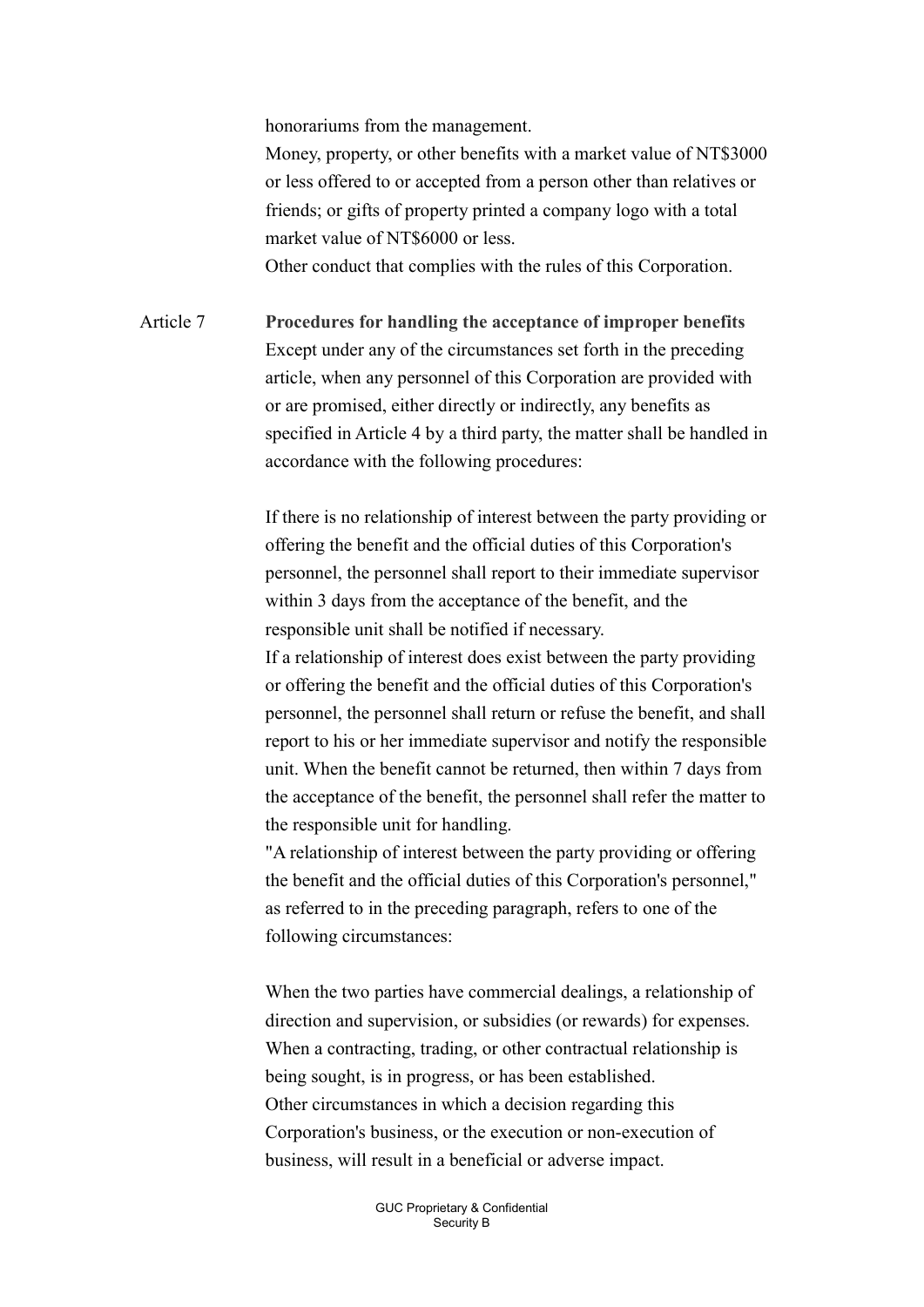honorariums from the management.

Money, property, or other benefits with a market value of NT$3000 or less offered to or accepted from a person other than relatives or friends; or gifts of property printed a company logo with a total market value of NT$6000 or less.

Other conduct that complies with the rules of this Corporation.

Article 7 **Procedures for handling the acceptance of improper benefits**

Except under any of the circumstances set forth in the preceding article, when any personnel of this Corporation are provided with or are promised, either directly or indirectly, any benefits as specified in Article 4 by a third party, the matter shall be handled in accordance with the following procedures:

If there is no relationship of interest between the party providing or offering the benefit and the official duties of this Corporation's personnel, the personnel shall report to their immediate supervisor within 3 days from the acceptance of the benefit, and the responsible unit shall be notified if necessary.

If a relationship of interest does exist between the party providing or offering the benefit and the official duties of this Corporation's personnel, the personnel shall return or refuse the benefit, and shall report to his or her immediate supervisor and notify the responsible unit. When the benefit cannot be returned, then within 7 days from the acceptance of the benefit, the personnel shall refer the matter to the responsible unit for handling.

"A relationship of interest between the party providing or offering the benefit and the official duties of this Corporation's personnel," as referred to in the preceding paragraph, refers to one of the following circumstances:

When the two parties have commercial dealings, a relationship of direction and supervision, or subsidies (or rewards) for expenses.

When a contracting, trading, or other contractual relationship is being sought, is in progress, or has been established.

Other circumstances in which a decision regarding this Corporation's business, or the execution or non-execution of business, will result in a beneficial or adverse impact.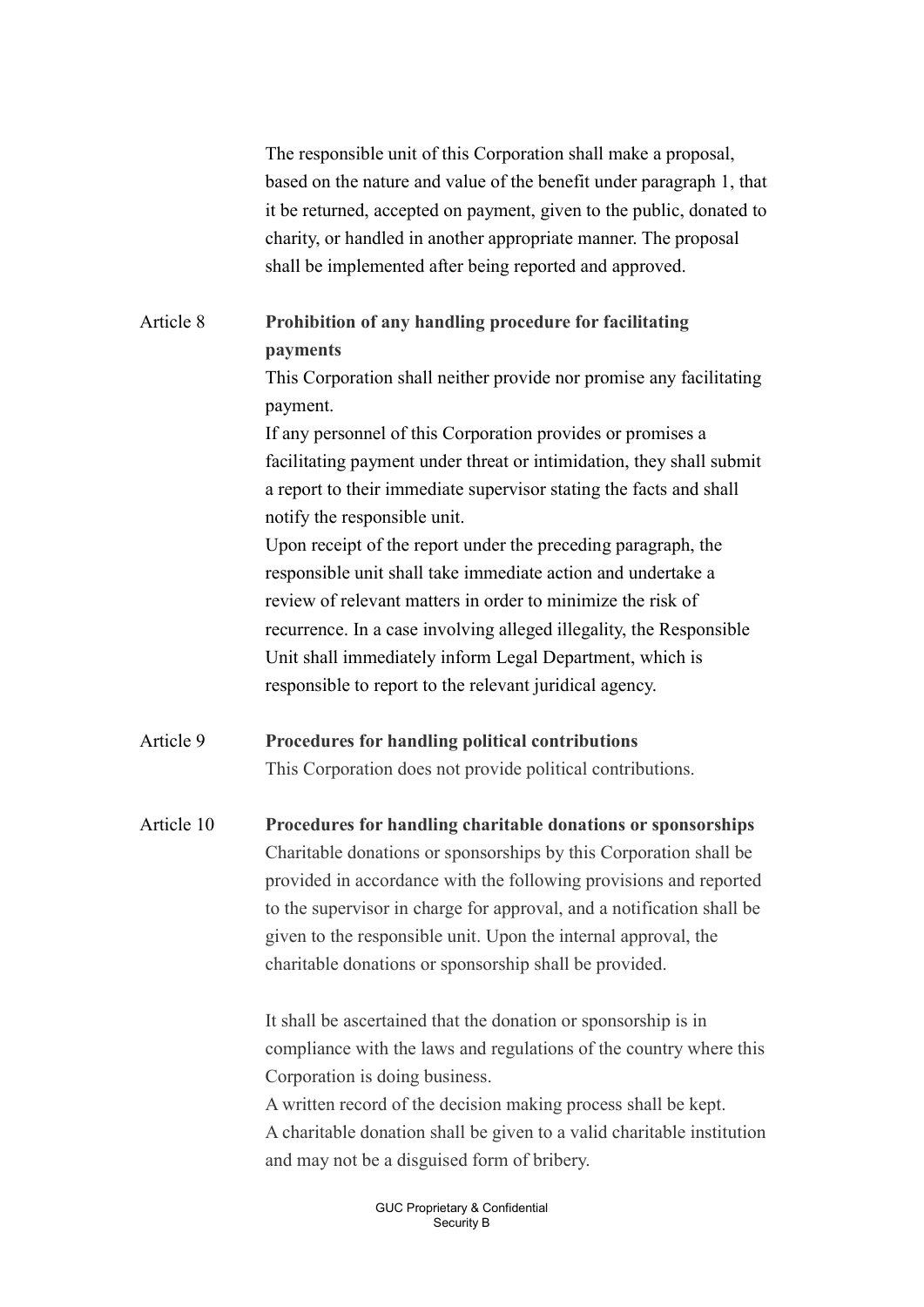The responsible unit of this Corporation shall make a proposal, based on the nature and value of the benefit under paragraph 1, that it be returned, accepted on payment, given to the public, donated to charity, or handled in another appropriate manner. The proposal shall be implemented after being reported and approved.

Article 8 **Prohibition of any handling procedure for facilitating payments**

This Corporation shall neither provide nor promise any facilitating payment.

If any personnel of this Corporation provides or promises a facilitating payment under threat or intimidation, they shall submit a report to their immediate supervisor stating the facts and shall notify the responsible unit.

Upon receipt of the report under the preceding paragraph, the responsible unit shall take immediate action and undertake a review of relevant matters in order to minimize the risk of recurrence. In a case involving alleged illegality, the Responsible Unit shall immediately inform Legal Department, which is responsible to report to the relevant juridical agency.

Article 9 **Procedures for handling political contributions**

This Corporation does not provide political contributions.

Article 10 **Procedures for handling charitable donations or sponsorships**

Charitable donations or sponsorships by this Corporation shall be provided in accordance with the following provisions and reported to the supervisor in charge for approval, and a notification shall be given to the responsible unit. Upon the internal approval, the charitable donations or sponsorship shall be provided.

It shall be ascertained that the donation or sponsorship is in compliance with the laws and regulations of the country where this Corporation is doing business.

A written record of the decision making process shall be kept.

A charitable donation shall be given to a valid charitable institution and may not be a disguised form of bribery.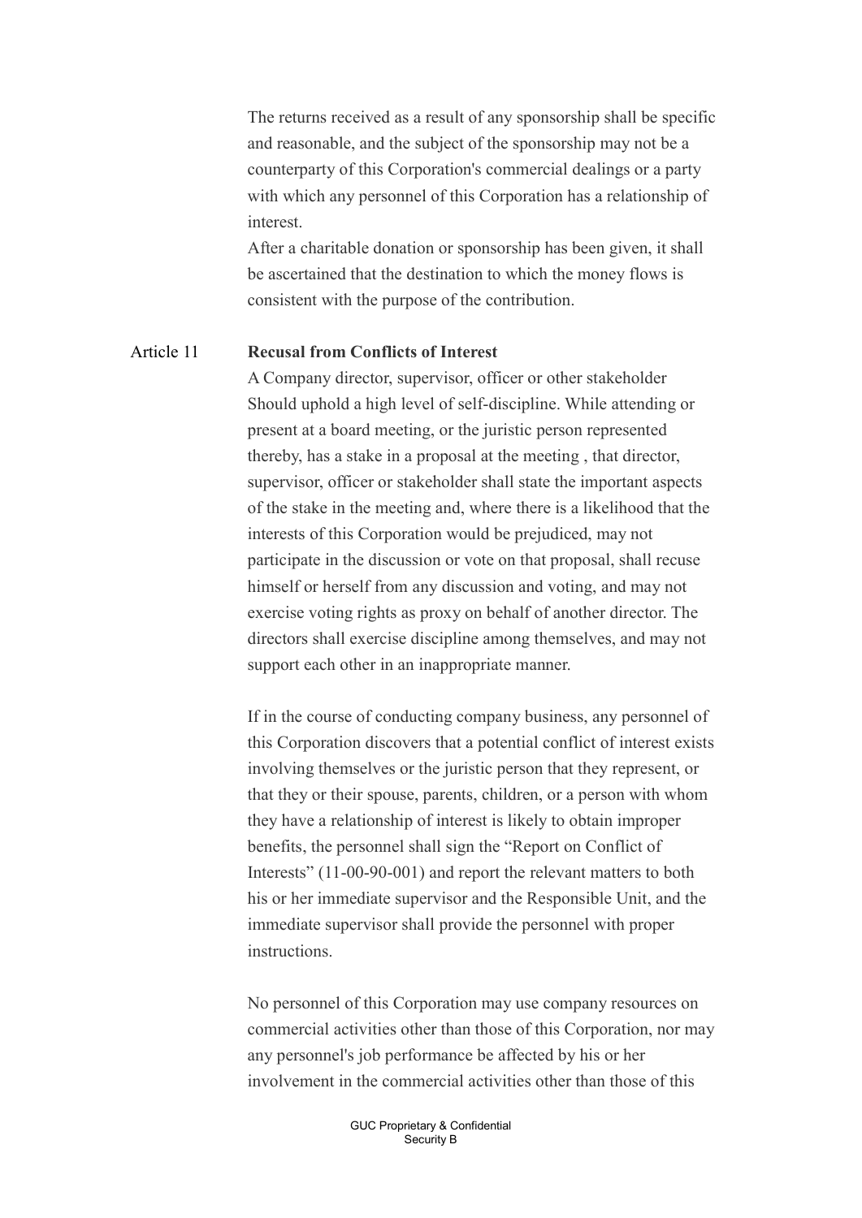The returns received as a result of any sponsorship shall be specific and reasonable, and the subject of the sponsorship may not be a counterparty of this Corporation's commercial dealings or a party with which any personnel of this Corporation has a relationship of interest.

After a charitable donation or sponsorship has been given, it shall be ascertained that the destination to which the money flows is consistent with the purpose of the contribution.

Article 11 **Recusal from Conflicts of Interest**

A Company director, supervisor, officer or other stakeholder Should uphold a high level of self-discipline. While attending or present at a board meeting, or the juristic person represented thereby, has a stake in a proposal at the meeting , that director, supervisor, officer or stakeholder shall state the important aspects of the stake in the meeting and, where there is a likelihood that the interests of this Corporation would be prejudiced, may not participate in the discussion or vote on that proposal, shall recuse himself or herself from any discussion and voting, and may not exercise voting rights as proxy on behalf of another director. The directors shall exercise discipline among themselves, and may not support each other in an inappropriate manner.

If in the course of conducting company business, any personnel of this Corporation discovers that a potential conflict of interest exists involving themselves or the juristic person that they represent, or that they or their spouse, parents, children, or a person with whom they have a relationship of interest is likely to obtain improper benefits, the personnel shall sign the "Report on Conflict of Interests" (11-00-90-001) and report the relevant matters to both his or her immediate supervisor and the Responsible Unit, and the immediate supervisor shall provide the personnel with proper instructions.

No personnel of this Corporation may use company resources on commercial activities other than those of this Corporation, nor may any personnel's job performance be affected by his or her involvement in the commercial activities other than those of this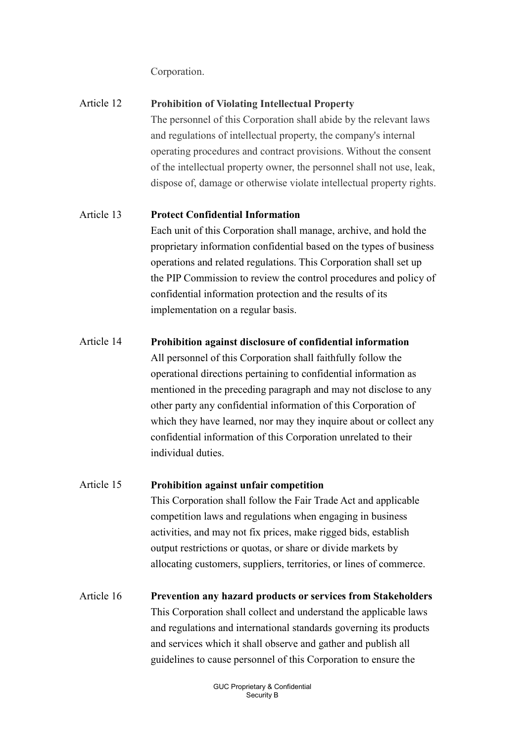Corporation.

Article 12 **Prohibition of Violating Intellectual Property**

The personnel of this Corporation shall abide by the relevant laws and regulations of intellectual property, the company's internal operating procedures and contract provisions. Without the consent of the intellectual property owner, the personnel shall not use, leak, dispose of, damage or otherwise violate intellectual property rights.

Article 13 **Protect Confidential Information**

Each unit of this Corporation shall manage, archive, and hold the proprietary information confidential based on the types of business operations and related regulations. This Corporation shall set up the PIP Commission to review the control procedures and policy of confidential information protection and the results of its implementation on a regular basis.

Article 14 **Prohibition against disclosure of confidential information**

All personnel of this Corporation shall faithfully follow the operational directions pertaining to confidential information as mentioned in the preceding paragraph and may not disclose to any other party any confidential information of this Corporation of which they have learned, nor may they inquire about or collect any confidential information of this Corporation unrelated to their individual duties.

Article 15 **Prohibition against unfair competition**

This Corporation shall follow the Fair Trade Act and applicable competition laws and regulations when engaging in business activities, and may not fix prices, make rigged bids, establish output restrictions or quotas, or share or divide markets by allocating customers, suppliers, territories, or lines of commerce.

Article 16 **Prevention any hazard products or services from Stakeholders**

This Corporation shall collect and understand the applicable laws and regulations and international standards governing its products and services which it shall observe and gather and publish all guidelines to cause personnel of this Corporation to ensure the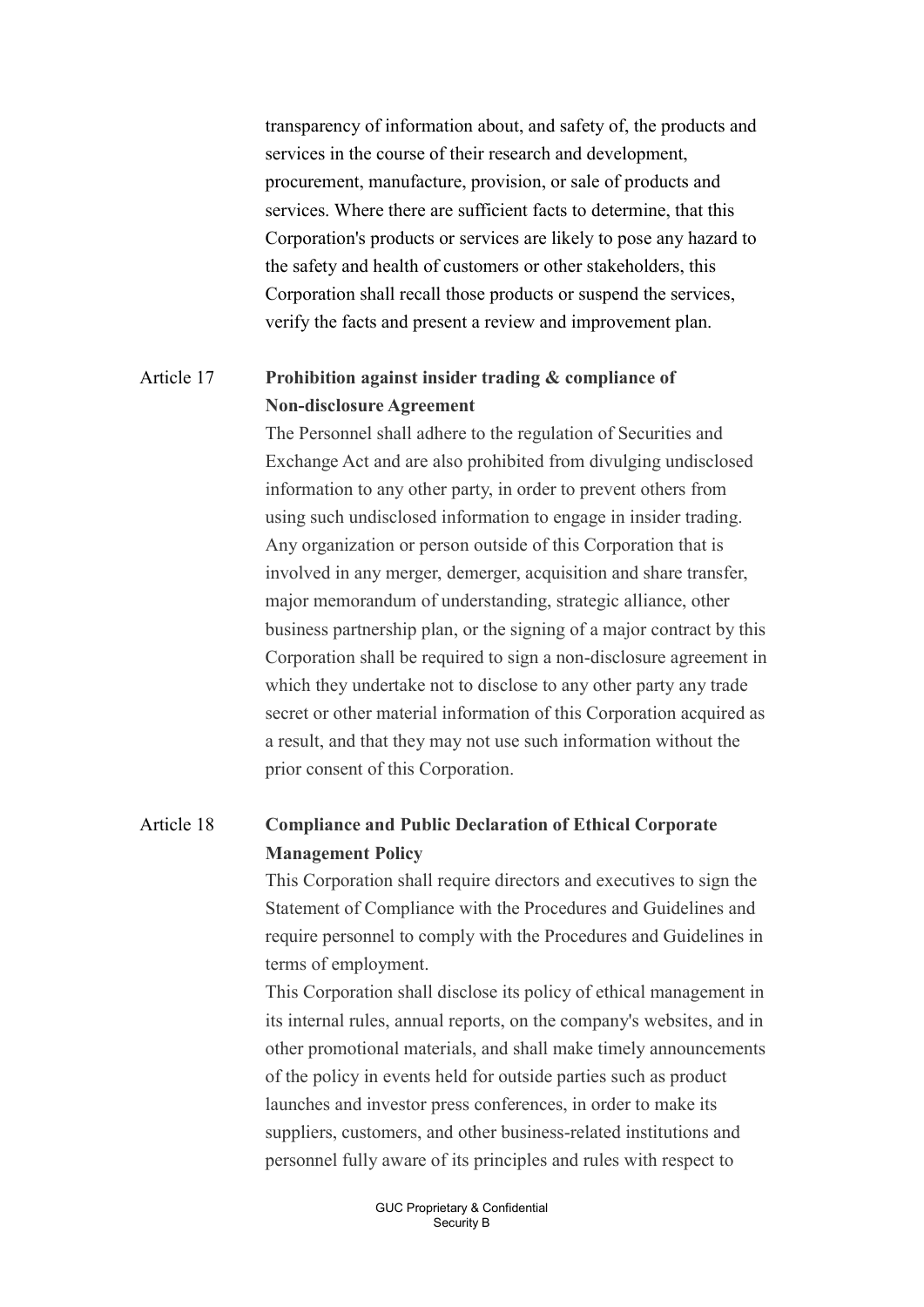transparency of information about, and safety of, the products and services in the course of their research and development, procurement, manufacture, provision, or sale of products and services. Where there are sufficient facts to determine, that this Corporation's products or services are likely to pose any hazard to the safety and health of customers or other stakeholders, this Corporation shall recall those products or suspend the services, verify the facts and present a review and improvement plan.

Article 17 **Prohibition against insider trading & compliance of Non-disclosure Agreement**

The Personnel shall adhere to the regulation of Securities and Exchange Act and are also prohibited from divulging undisclosed information to any other party, in order to prevent others from using such undisclosed information to engage in insider trading. Any organization or person outside of this Corporation that is involved in any merger, demerger, acquisition and share transfer, major memorandum of understanding, strategic alliance, other business partnership plan, or the signing of a major contract by this Corporation shall be required to sign a non-disclosure agreement in which they undertake not to disclose to any other party any trade secret or other material information of this Corporation acquired as a result, and that they may not use such information without the prior consent of this Corporation.

Article 18 **Compliance and Public Declaration of Ethical Corporate Management Policy**

This Corporation shall require directors and executives to sign the Statement of Compliance with the Procedures and Guidelines and require personnel to comply with the Procedures and Guidelines in terms of employment.

This Corporation shall disclose its policy of ethical management in its internal rules, annual reports, on the company's websites, and in other promotional materials, and shall make timely announcements of the policy in events held for outside parties such as product launches and investor press conferences, in order to make its suppliers, customers, and other business-related institutions and personnel fully aware of its principles and rules with respect to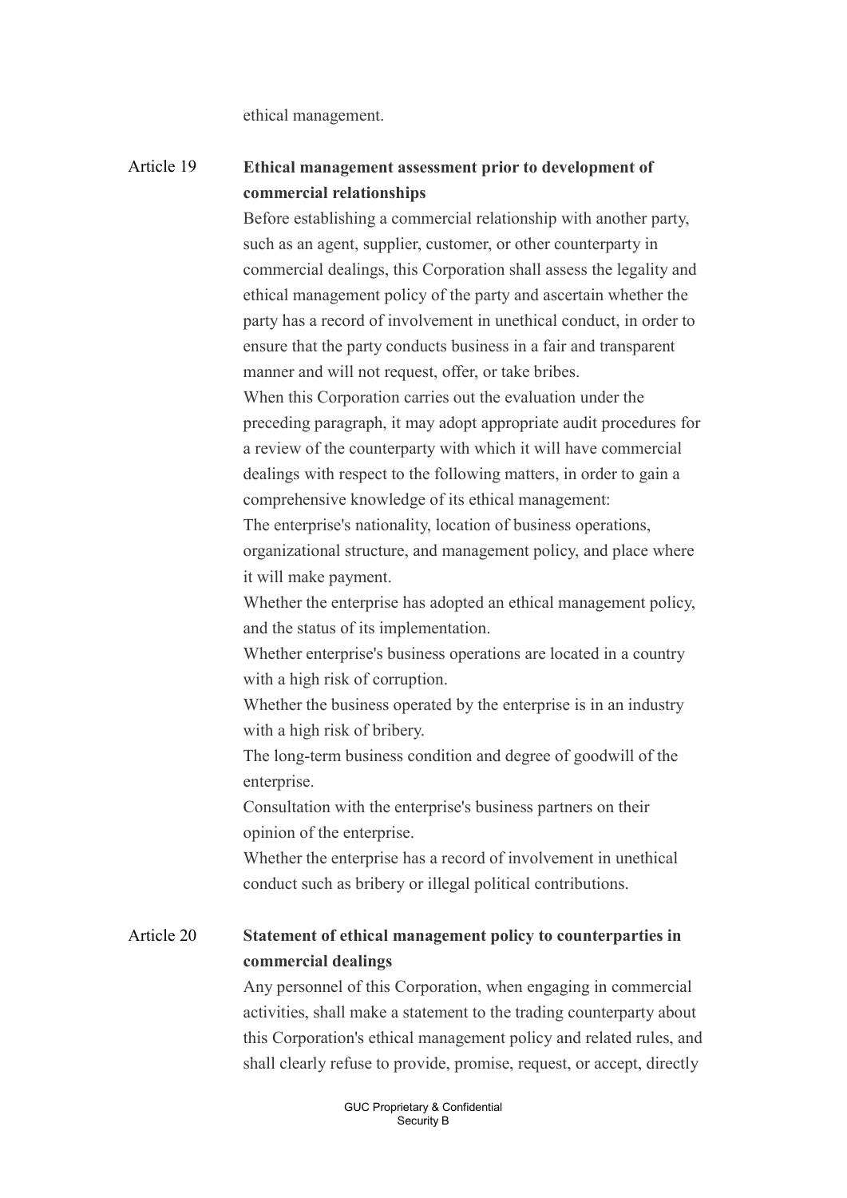ethical management.

## Article 19 Ethical management assessment prior to development of commercial relationships

Before establishing a commercial relationship with another party, such as an agent, supplier, customer, or other counterparty in commercial dealings, this Corporation shall assess the legality and ethical management policy of the party and ascertain whether the party has a record of involvement in unethical conduct, in order to ensure that the party conducts business in a fair and transparent manner and will not request, offer, or take bribes.

When this Corporation carries out the evaluation under the preceding paragraph, it may adopt appropriate audit procedures for a review of the counterparty with which it will have commercial dealings with respect to the following matters, in order to gain a comprehensive knowledge of its ethical management:

The enterprise's nationality, location of business operations, organizational structure, and management policy, and place where it will make payment.

Whether the enterprise has adopted an ethical management policy, and the status of its implementation.

Whether enterprise's business operations are located in a country with a high risk of corruption.

Whether the business operated by the enterprise is in an industry with a high risk of bribery.

The long-term business condition and degree of goodwill of the enterprise.

Consultation with the enterprise's business partners on their opinion of the enterprise.

Whether the enterprise has a record of involvement in unethical conduct such as bribery or illegal political contributions.

## Article 20 Statement of ethical management policy to counterparties in commercial dealings

Any personnel of this Corporation, when engaging in commercial activities, shall make a statement to the trading counterparty about this Corporation's ethical management policy and related rules, and shall clearly refuse to provide, promise, request, or accept, directly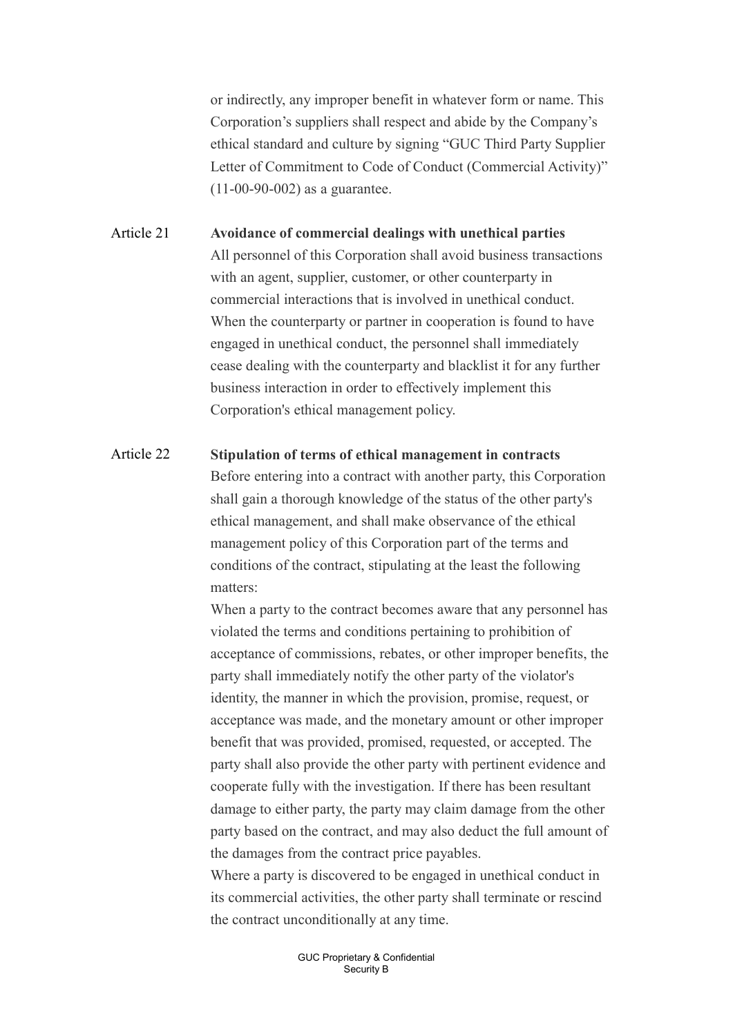or indirectly, any improper benefit in whatever form or name. This Corporation's suppliers shall respect and abide by the Company's ethical standard and culture by signing "GUC Third Party Supplier Letter of Commitment to Code of Conduct (Commercial Activity)" (11-00-90-002) as a guarantee.

Article 21 **Avoidance of commercial dealings with unethical parties**

All personnel of this Corporation shall avoid business transactions with an agent, supplier, customer, or other counterparty in commercial interactions that is involved in unethical conduct. When the counterparty or partner in cooperation is found to have engaged in unethical conduct, the personnel shall immediately cease dealing with the counterparty and blacklist it for any further business interaction in order to effectively implement this Corporation's ethical management policy.

Article 22 **Stipulation of terms of ethical management in contracts**

Before entering into a contract with another party, this Corporation shall gain a thorough knowledge of the status of the other party's ethical management, and shall make observance of the ethical management policy of this Corporation part of the terms and conditions of the contract, stipulating at the least the following matters:

When a party to the contract becomes aware that any personnel has violated the terms and conditions pertaining to prohibition of acceptance of commissions, rebates, or other improper benefits, the party shall immediately notify the other party of the violator's identity, the manner in which the provision, promise, request, or acceptance was made, and the monetary amount or other improper benefit that was provided, promised, requested, or accepted. The party shall also provide the other party with pertinent evidence and cooperate fully with the investigation. If there has been resultant damage to either party, the party may claim damage from the other party based on the contract, and may also deduct the full amount of the damages from the contract price payables.

Where a party is discovered to be engaged in unethical conduct in its commercial activities, the other party shall terminate or rescind the contract unconditionally at any time.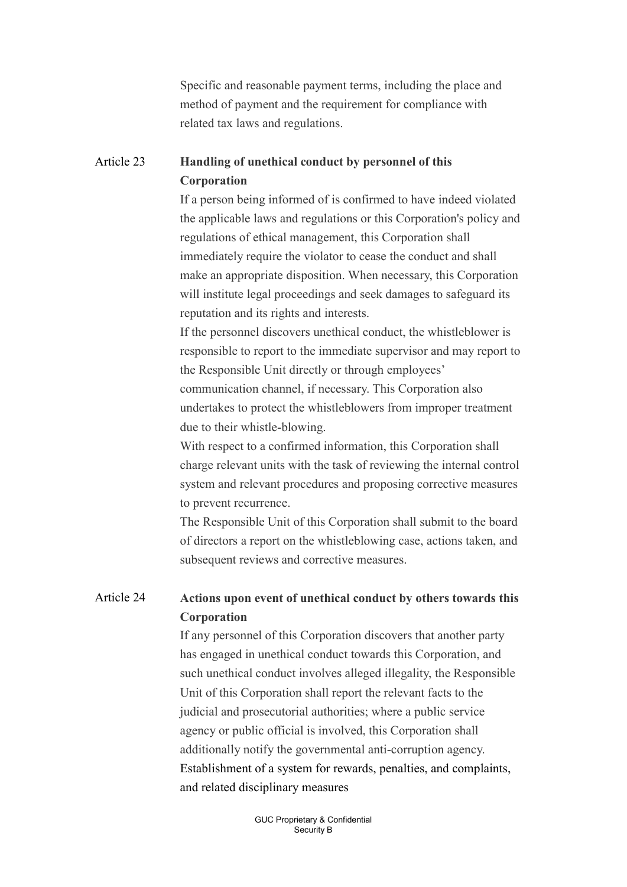Specific and reasonable payment terms, including the place and method of payment and the requirement for compliance with related tax laws and regulations.

Article 23 **Handling of unethical conduct by personnel of this Corporation**

If a person being informed of is confirmed to have indeed violated the applicable laws and regulations or this Corporation's policy and regulations of ethical management, this Corporation shall immediately require the violator to cease the conduct and shall make an appropriate disposition. When necessary, this Corporation will institute legal proceedings and seek damages to safeguard its reputation and its rights and interests.

If the personnel discovers unethical conduct, the whistleblower is responsible to report to the immediate supervisor and may report to the Responsible Unit directly or through employees' communication channel, if necessary. This Corporation also undertakes to protect the whistleblowers from improper treatment due to their whistle-blowing.

With respect to a confirmed information, this Corporation shall charge relevant units with the task of reviewing the internal control system and relevant procedures and proposing corrective measures to prevent recurrence.

The Responsible Unit of this Corporation shall submit to the board of directors a report on the whistleblowing case, actions taken, and subsequent reviews and corrective measures.

Article 24 **Actions upon event of unethical conduct by others towards this Corporation**

If any personnel of this Corporation discovers that another party has engaged in unethical conduct towards this Corporation, and such unethical conduct involves alleged illegality, the Responsible Unit of this Corporation shall report the relevant facts to the judicial and prosecutorial authorities; where a public service agency or public official is involved, this Corporation shall additionally notify the governmental anti-corruption agency.

Establishment of a system for rewards, penalties, and complaints, and related disciplinary measures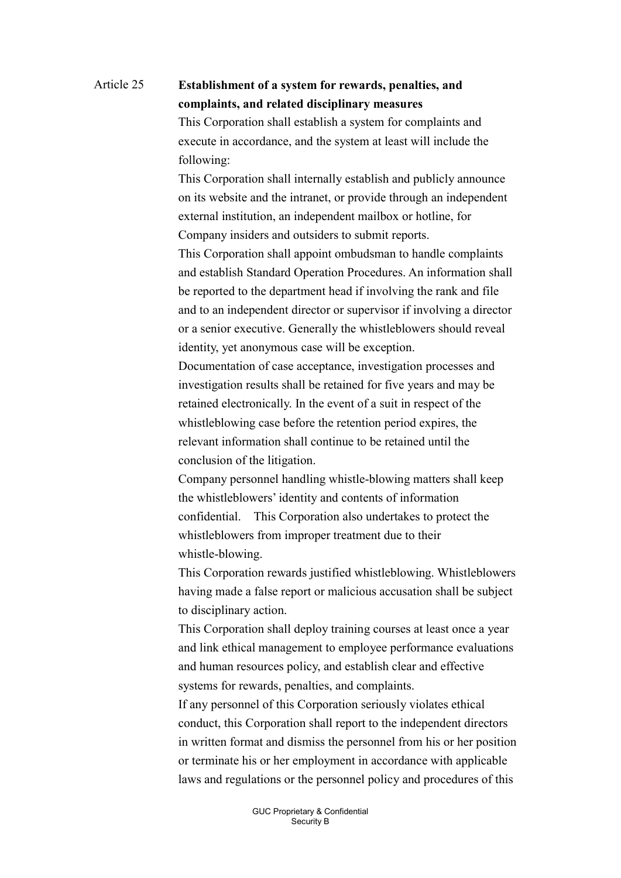Article 25 **Establishment of a system for rewards, penalties, and complaints, and related disciplinary measures**

This Corporation shall establish a system for complaints and execute in accordance, and the system at least will include the following:

This Corporation shall internally establish and publicly announce on its website and the intranet, or provide through an independent external institution, an independent mailbox or hotline, for Company insiders and outsiders to submit reports.

This Corporation shall appoint ombudsman to handle complaints and establish Standard Operation Procedures. An information shall be reported to the department head if involving the rank and file and to an independent director or supervisor if involving a director or a senior executive. Generally the whistleblowers should reveal identity, yet anonymous case will be exception.

Documentation of case acceptance, investigation processes and investigation results shall be retained for five years and may be retained electronically. In the event of a suit in respect of the whistleblowing case before the retention period expires, the relevant information shall continue to be retained until the conclusion of the litigation.

Company personnel handling whistle-blowing matters shall keep the whistleblowers' identity and contents of information confidential. This Corporation also undertakes to protect the whistleblowers from improper treatment due to their whistle-blowing.

This Corporation rewards justified whistleblowing. Whistleblowers having made a false report or malicious accusation shall be subject to disciplinary action.

This Corporation shall deploy training courses at least once a year and link ethical management to employee performance evaluations and human resources policy, and establish clear and effective systems for rewards, penalties, and complaints.

If any personnel of this Corporation seriously violates ethical conduct, this Corporation shall report to the independent directors in written format and dismiss the personnel from his or her position or terminate his or her employment in accordance with applicable laws and regulations or the personnel policy and procedures of this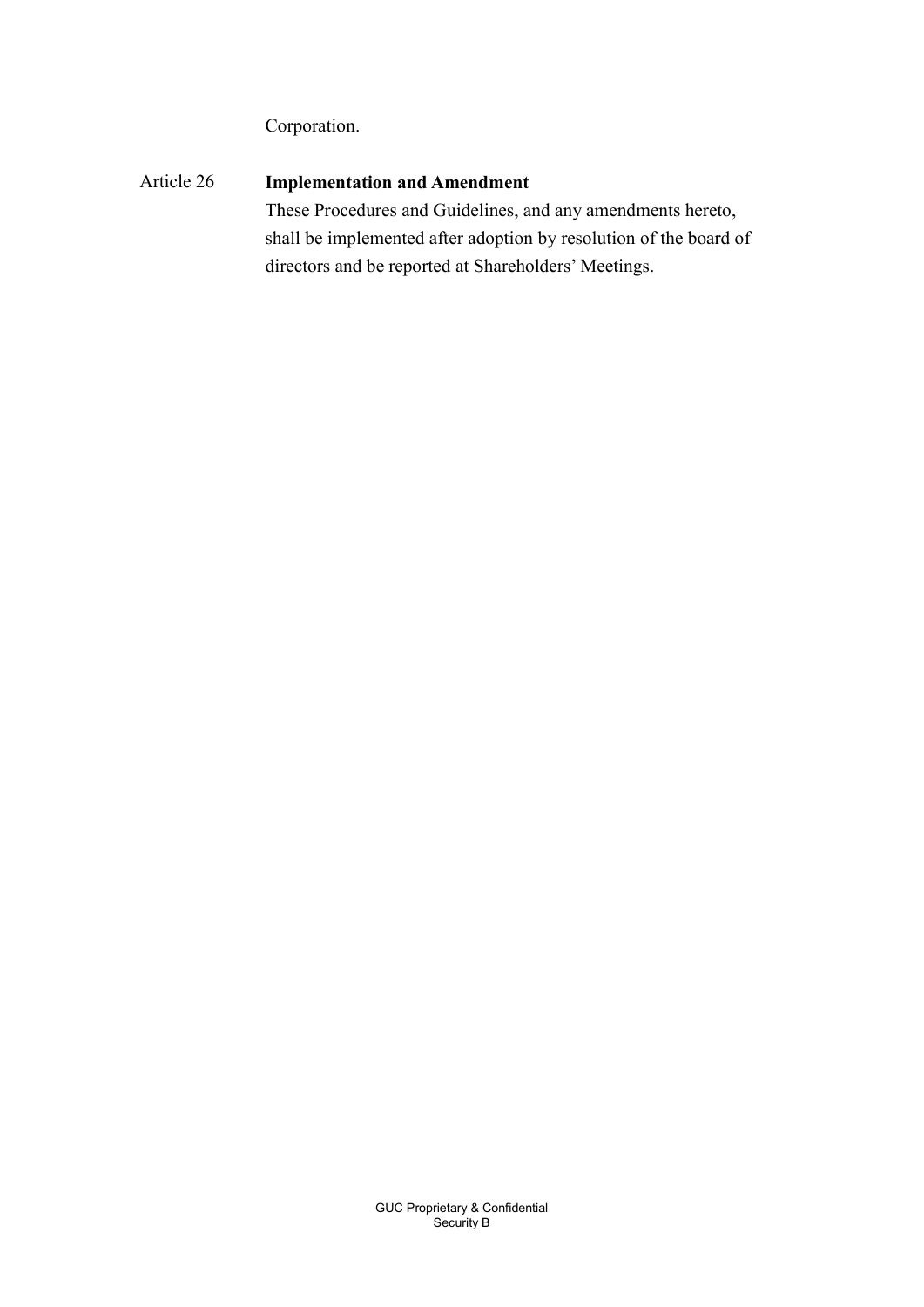Corporation.

**Article 26 Implementation and Amendment**

These Procedures and Guidelines, and any amendments hereto, shall be implemented after adoption by resolution of the board of directors and be reported at Shareholders' Meetings.